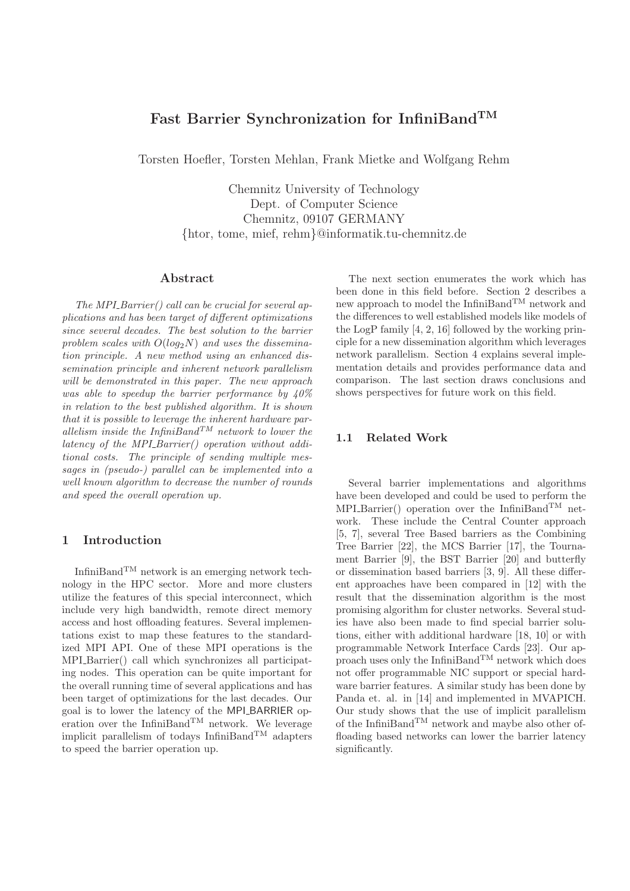# Fast Barrier Synchronization for InfiniBand™

Torsten Hoefler, Torsten Mehlan, Frank Mietke and Wolfgang Rehm

Chemnitz University of Technology
Dept. of Computer Science
Chemnitz, 09107 GERMANY
{htor, tome, mief, rehm}@informatik.tu-chemnitz.de

## Abstract

*The MPI_Barrier() call can be crucial for several applications and has been target of different optimizations since several decades. The best solution to the barrier problem scales with $O(log_2 N)$ and uses the dissemination principle. A new method using an enhanced dissemination principle and inherent network parallelism will be demonstrated in this paper. The new approach was able to speedup the barrier performance by 40% in relation to the best published algorithm. It is shown that it is possible to leverage the inherent hardware parallelism inside the InfiniBand™ network to lower the latency of the MPI_Barrier() operation without additional costs. The principle of sending multiple messages in (pseudo-) parallel can be implemented into a well known algorithm to decrease the number of rounds and speed the overall operation up.*

## 1 Introduction

InfiniBand™ network is an emerging network technology in the HPC sector. More and more clusters utilize the features of this special interconnect, which include very high bandwidth, remote direct memory access and host offloading features. Several implementations exist to map these features to the standardized MPI API. One of these MPI operations is the MPI_Barrier() call which synchronizes all participating nodes. This operation can be quite important for the overall running time of several applications and has been target of optimizations for the last decades. Our goal is to lower the latency of the MPI_BARRIER operation over the InfiniBand™ network. We leverage implicit parallelism of todays InfiniBand™ adapters to speed the barrier operation up.

The next section enumerates the work which has been done in this field before. Section 2 describes a new approach to model the InfiniBand™ network and the differences to well established models like models of the LogP family [4, 2, 16] followed by the working principle for a new dissemination algorithm which leverages network parallelism. Section 4 explains several implementation details and provides performance data and comparison. The last section draws conclusions and shows perspectives for future work on this field.

### 1.1 Related Work

Several barrier implementations and algorithms have been developed and could be used to perform the MPI_Barrier() operation over the InfiniBand™ network. These include the Central Counter approach [5, 7], several Tree Based barriers as the Combining Tree Barrier [22], the MCS Barrier [17], the Tournament Barrier [9], the BST Barrier [20] and butterfly or dissemination based barriers [3, 9]. All these different approaches have been compared in [12] with the result that the dissemination algorithm is the most promising algorithm for cluster networks. Several studies have also been made to find special barrier solutions, either with additional hardware [18, 10] or with programmable Network Interface Cards [23]. Our approach uses only the InfiniBand™ network which does not offer programmable NIC support or special hardware barrier features. A similar study has been done by Panda et. al. in [14] and implemented in MVAPICH. Our study shows that the use of implicit parallelism of the InfiniBand™ network and maybe also other offloading based networks can lower the barrier latency significantly.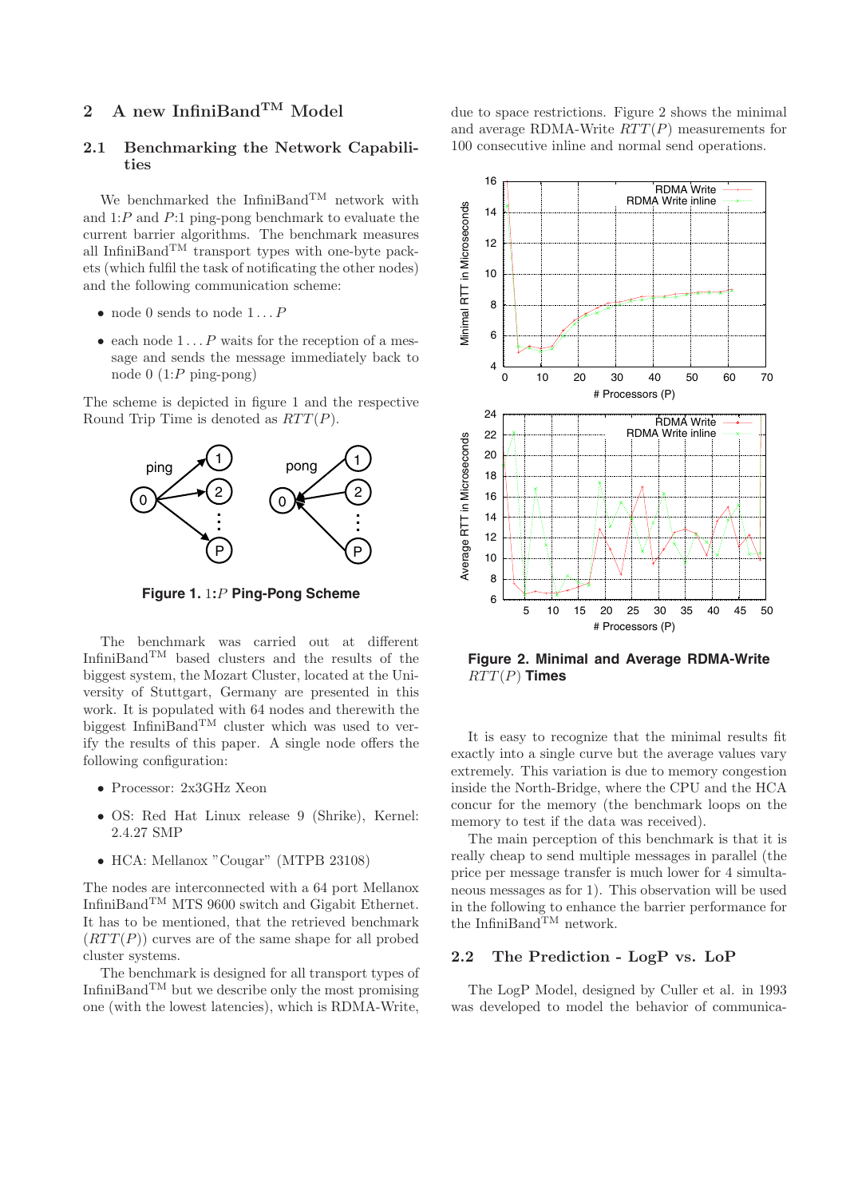## 2 A new InfiniBand™ Model

### 2.1 Benchmarking the Network Capabilities

We benchmarked the InfiniBand™ network with and 1:$P$ and $P$:1 ping-pong benchmark to evaluate the current barrier algorithms. The benchmark measures all InfiniBand™ transport types with one-byte packets (which fulfil the task of notificating the other nodes) and the following communication scheme:

- node 0 sends to node $1 \ldots P$
- each node $1 \ldots P$ waits for the reception of a message and sends the message immediately back to node 0 (1:$P$ ping-pong)

The scheme is depicted in figure 1 and the respective Round Trip Time is denoted as $RTT(P)$.

**Figure 1.** 1:$P$ **Ping-Pong Scheme**

The benchmark was carried out at different InfiniBand™ based clusters and the results of the biggest system, the Mozart Cluster, located at the University of Stuttgart, Germany are presented in this work. It is populated with 64 nodes and therewith the biggest InfiniBand™ cluster which was used to verify the results of this paper. A single node offers the following configuration:

- Processor: 2x3GHz Xeon
- OS: Red Hat Linux release 9 (Shrike), Kernel: 2.4.27 SMP
- HCA: Mellanox "Cougar" (MTPB 23108)

The nodes are interconnected with a 64 port Mellanox InfiniBand™ MTS 9600 switch and Gigabit Ethernet. It has to be mentioned, that the retrieved benchmark ($RTT(P)$) curves are of the same shape for all probed cluster systems.

The benchmark is designed for all transport types of InfiniBand™ but we describe only the most promising one (with the lowest latencies), which is RDMA-Write, due to space restrictions. Figure 2 shows the minimal and average RDMA-Write $RTT(P)$ measurements for 100 consecutive inline and normal send operations.

**Figure 2. Minimal and Average RDMA-Write** $RTT(P)$ **Times**

It is easy to recognize that the minimal results fit exactly into a single curve but the average values vary extremely. This variation is due to memory congestion inside the North-Bridge, where the CPU and the HCA concur for the memory (the benchmark loops on the memory to test if the data was received).

The main perception of this benchmark is that it is really cheap to send multiple messages in parallel (the price per message transfer is much lower for 4 simultaneous messages as for 1). This observation will be used in the following to enhance the barrier performance for the InfiniBand™ network.

### 2.2 The Prediction - LogP vs. LoP

The LogP Model, designed by Culler et al. in 1993 was developed to model the behavior of communica-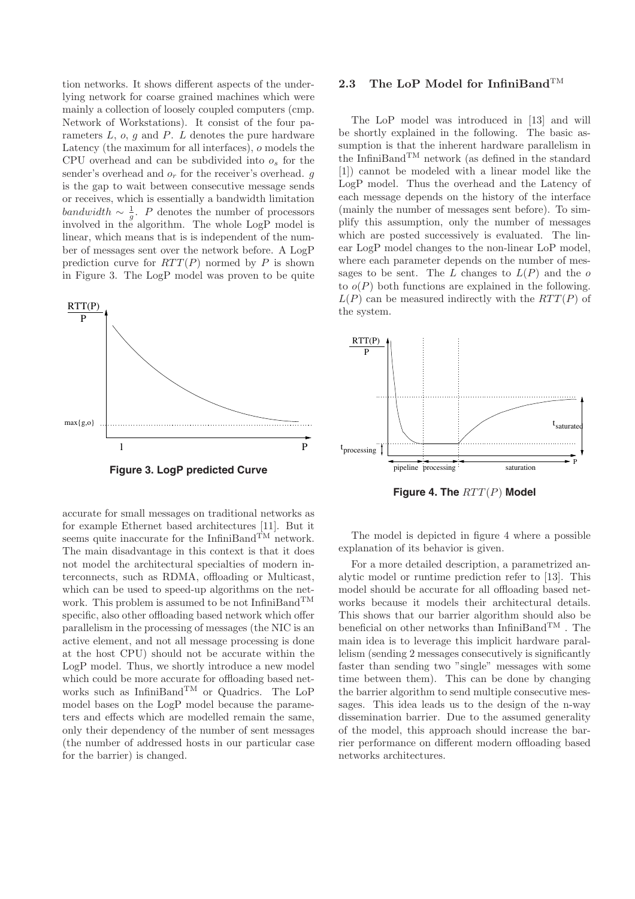tion networks. It shows different aspects of the underlying network for coarse grained machines which were mainly a collection of loosely coupled computers (cmp. Network of Workstations). It consist of the four parameters $L$, $o$, $g$ and $P$. $L$ denotes the pure hardware Latency (the maximum for all interfaces), $o$ models the CPU overhead and can be subdivided into $o_s$ for the sender's overhead and $o_r$ for the receiver's overhead. $g$ is the gap to wait between consecutive message sends or receives, which is essentially a bandwidth limitation $bandwidth \sim \frac{1}{g}$. $P$ denotes the number of processors involved in the algorithm. The whole LogP model is linear, which means that is is independent of the number of messages sent over the network before. A LogP prediction curve for $RTT(P)$ normed by $P$ is shown in Figure 3. The LogP model was proven to be quite

RTT(P) / P

max{g,o}

1

P

**Figure 3. LogP predicted Curve**

accurate for small messages on traditional networks as for example Ethernet based architectures [11]. But it seems quite inaccurate for the InfiniBand™ network. The main disadvantage in this context is that it does not model the architectural specialties of modern interconnects, such as RDMA, offloading or Multicast, which can be used to speed-up algorithms on the network. This problem is assumed to be not InfiniBand™ specific, also other offloading based network which offer parallelism in the processing of messages (the NIC is an active element, and not all message processing is done at the host CPU) should not be accurate within the LogP model. Thus, we shortly introduce a new model which could be more accurate for offloading based networks such as InfiniBand™ or Quadrics. The LoP model bases on the LogP model because the parameters and effects which are modelled remain the same, only their dependency of the number of sent messages (the number of addressed hosts in our particular case for the barrier) is changed.

## 2.3 The LoP Model for InfiniBand™

The LoP model was introduced in [13] and will be shortly explained in the following. The basic assumption is that the inherent hardware parallelism in the InfiniBand™ network (as defined in the standard [1]) cannot be modeled with a linear model like the LogP model. Thus the overhead and the Latency of each message depends on the history of the interface (mainly the number of messages sent before). To simplify this assumption, only the number of messages which are posted successively is evaluated. The linear LogP model changes to the non-linear LoP model, where each parameter depends on the number of messages to be sent. The $L$ changes to $L(P)$ and the $o$ to $o(P)$ both functions are explained in the following. $L(P)$ can be measured indirectly with the $RTT(P)$ of the system.

RTT(P) / P

$t_{saturated}$

$t_{processing}$

pipeline processing saturation

P

**Figure 4. The $RTT(P)$ Model**

The model is depicted in figure 4 where a possible explanation of its behavior is given.

For a more detailed description, a parametrized analytic model or runtime prediction refer to [13]. This model should be accurate for all offloading based networks because it models their architectural details. This shows that our barrier algorithm should also be beneficial on other networks than InfiniBand™ . The main idea is to leverage this implicit hardware parallelism (sending 2 messages consecutively is significantly faster than sending two "single" messages with some time between them). This can be done by changing the barrier algorithm to send multiple consecutive messages. This idea leads us to the design of the n-way dissemination barrier. Due to the assumed generality of the model, this approach should increase the barrier performance on different modern offloading based networks architectures.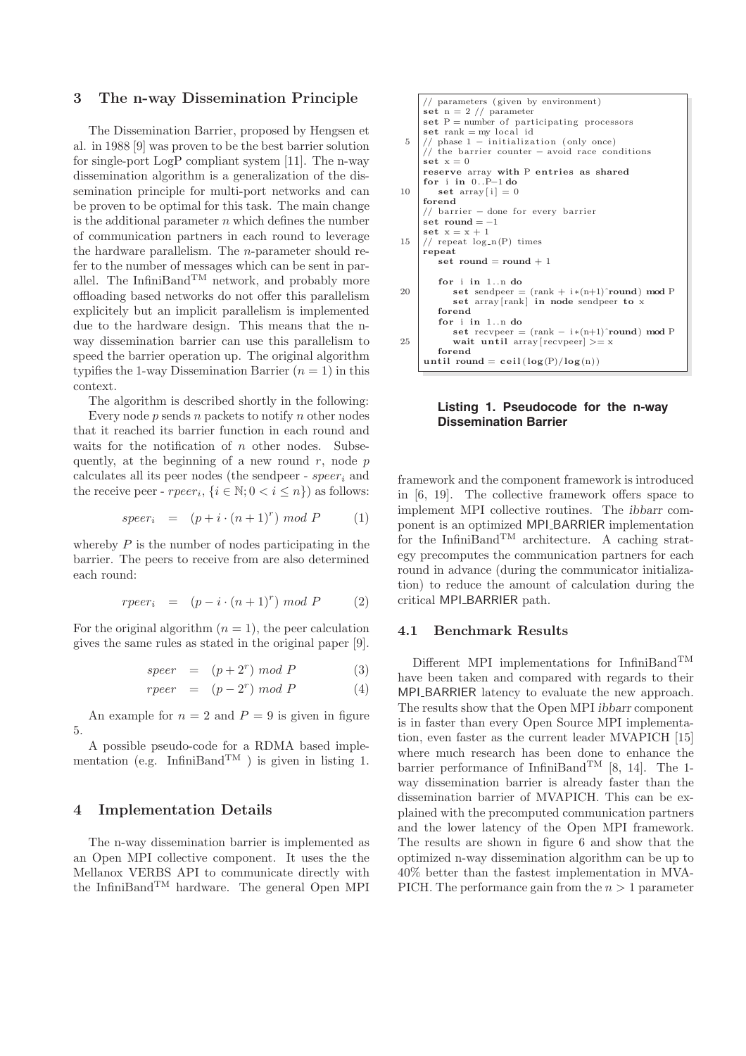## 3 The n-way Dissemination Principle

The Dissemination Barrier, proposed by Hengsen et al. in 1988 [9] was proven to be the best barrier solution for single-port LogP compliant system [11]. The n-way dissemination algorithm is a generalization of the dissemination principle for multi-port networks and can be proven to be optimal for this task. The main change is the additional parameter $n$ which defines the number of communication partners in each round to leverage the hardware parallelism. The $n$-parameter should refer to the number of messages which can be sent in parallel. The InfiniBand™ network, and probably more offloading based networks do not offer this parallelism explicitely but an implicit parallelism is implemented due to the hardware design. This means that the n-way dissemination barrier can use this parallelism to speed the barrier operation up. The original algorithm typifies the 1-way Dissemination Barrier ($n = 1$) in this context.

The algorithm is described shortly in the following:

Every node $p$ sends $n$ packets to notify $n$ other nodes that it reached its barrier function in each round and waits for the notification of $n$ other nodes. Subsequently, at the beginning of a new round $r$, node $p$ calculates all its peer nodes (the sendpeer - $speer_i$ and the receive peer - $rpeer_i$, $\{i \in \mathbb{N}; 0 < i \leq n\}$) as follows:

$$speer_i = (p + i \cdot (n+1)^r) \ mod \ P \qquad (1)$$

whereby $P$ is the number of nodes participating in the barrier. The peers to receive from are also determined each round:

$$rpeer_i = (p - i \cdot (n+1)^r) \ mod \ P \qquad (2)$$

For the original algorithm ($n = 1$), the peer calculation gives the same rules as stated in the original paper [9].

$$speer = (p + 2^r) \ mod \ P \qquad (3)$$

$$rpeer = (p - 2^r) \ mod \ P \qquad (4)$$

An example for $n = 2$ and $P = 9$ is given in figure 5.

A possible pseudo-code for a RDMA based implementation (e.g. InfiniBand™ ) is given in listing 1.

```
 1  // parameters (given by environment)
    set n = 2 // parameter
    set P = number of participating processors
    set rank = my local id
 5  // phase 1 - initialization (only once)
    // the barrier counter - avoid race conditions
    set x = 0
    reserve array with P entries as shared
    for i in 0..P-1 do
10     set array[i] = 0
    forend
    // barrier - done for every barrier
    set round = -1
    set x = x + 1
15  // repeat log_n(P) times
    repeat
       set round = round + 1

       for i in 1..n do
20        set sendpeer = (rank + i*(n+1)^round) mod P
          set array[rank] in node sendpeer to x
       forend
       for i in 1..n do
          set recvpeer = (rank - i*(n+1)^round) mod P
25        wait until array[recvpeer] >= x
       forend
    until round = ceil(log(P)/log(n))
```

**Listing 1. Pseudocode for the n-way Dissemination Barrier**

## 4 Implementation Details

The n-way dissemination barrier is implemented as an Open MPI collective component. It uses the the Mellanox VERBS API to communicate directly with the InfiniBand™ hardware. The general Open MPI framework and the component framework is introduced in [6, 19]. The collective framework offers space to implement MPI collective routines. The *ibbarr* component is an optimized MPI_BARRIER implementation for the InfiniBand™ architecture. A caching strategy precomputes the communication partners for each round in advance (during the communicator initialization) to reduce the amount of calculation during the critical MPI_BARRIER path.

### 4.1 Benchmark Results

Different MPI implementations for InfiniBand™ have been taken and compared with regards to their MPI_BARRIER latency to evaluate the new approach. The results show that the Open MPI *ibbarr* component is in faster than every Open Source MPI implementation, even faster as the current leader MVAPICH [15] where much research has been done to enhance the barrier performance of InfiniBand™ [8, 14]. The 1-way dissemination barrier is already faster than the dissemination barrier of MVAPICH. This can be explained with the precomputed communication partners and the lower latency of the Open MPI framework. The results are shown in figure 6 and show that the optimized n-way dissemination algorithm can be up to 40% better than the fastest implementation in MVAPICH. The performance gain from the $n > 1$ parameter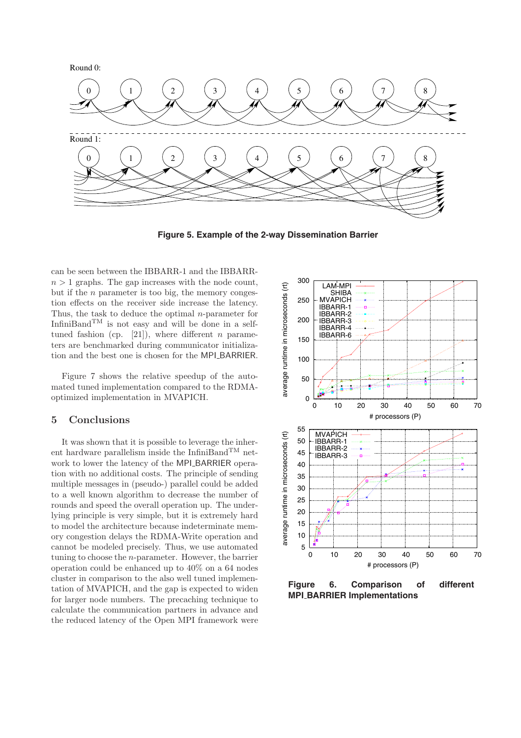Round 0:

0 1 2 3 4 5 6 7 8

Round 1:

0 1 2 3 4 5 6 7 8

**Figure 5. Example of the 2-way Dissemination Barrier**

can be seen between the IBBARR-1 and the IBBARR-$n > 1$ graphs. The gap increases with the node count, but if the $n$ parameter is too big, the memory congestion effects on the receiver side increase the latency. Thus, the task to deduce the optimal $n$-parameter for InfiniBand$^{\text{TM}}$ is not easy and will be done in a self-tuned fashion (cp. [21]), where different $n$ parameters are benchmarked during communicator initialization and the best one is chosen for the MPI_BARRIER.

Figure 7 shows the relative speedup of the automated tuned implementation compared to the RDMA-optimized implementation in MVAPICH.

## 5 Conclusions

It was shown that it is possible to leverage the inherent hardware parallelism inside the InfiniBand$^{\text{TM}}$ network to lower the latency of the MPI_BARRIER operation with no additional costs. The principle of sending multiple messages in (pseudo-) parallel could be added to a well known algorithm to decrease the number of rounds and speed the overall operation up. The underlying principle is very simple, but it is extremely hard to model the architecture because indeterminate memory congestion delays the RDMA-Write operation and cannot be modeled precisely. Thus, we use automated tuning to choose the $n$-parameter. However, the barrier operation could be enhanced up to 40% on a 64 nodes cluster in comparison to the also well tuned implementation of MVAPICH, and the gap is expected to widen for larger node numbers. The precaching technique to calculate the communication partners in advance and the reduced latency of the Open MPI framework were

average runtime in microseconds (rt)
300
250
200
150
100
50
0
0 10 20 30 40 50 60 70
# processors (P)
LAM-MPI
SHIBA
MVAPICH
IBBARR-1
IBBARR-2
IBBARR-3
IBBARR-4
IBBARR-6

average runtime in microseconds (rt)
55
50
45
40
35
30
25
20
15
10
5
0 10 20 30 40 50 60 70
# processors (P)
MVAPICH
IBBARR-1
IBBARR-2
IBBARR-3

**Figure 6. Comparison of different MPI_BARRIER Implementations**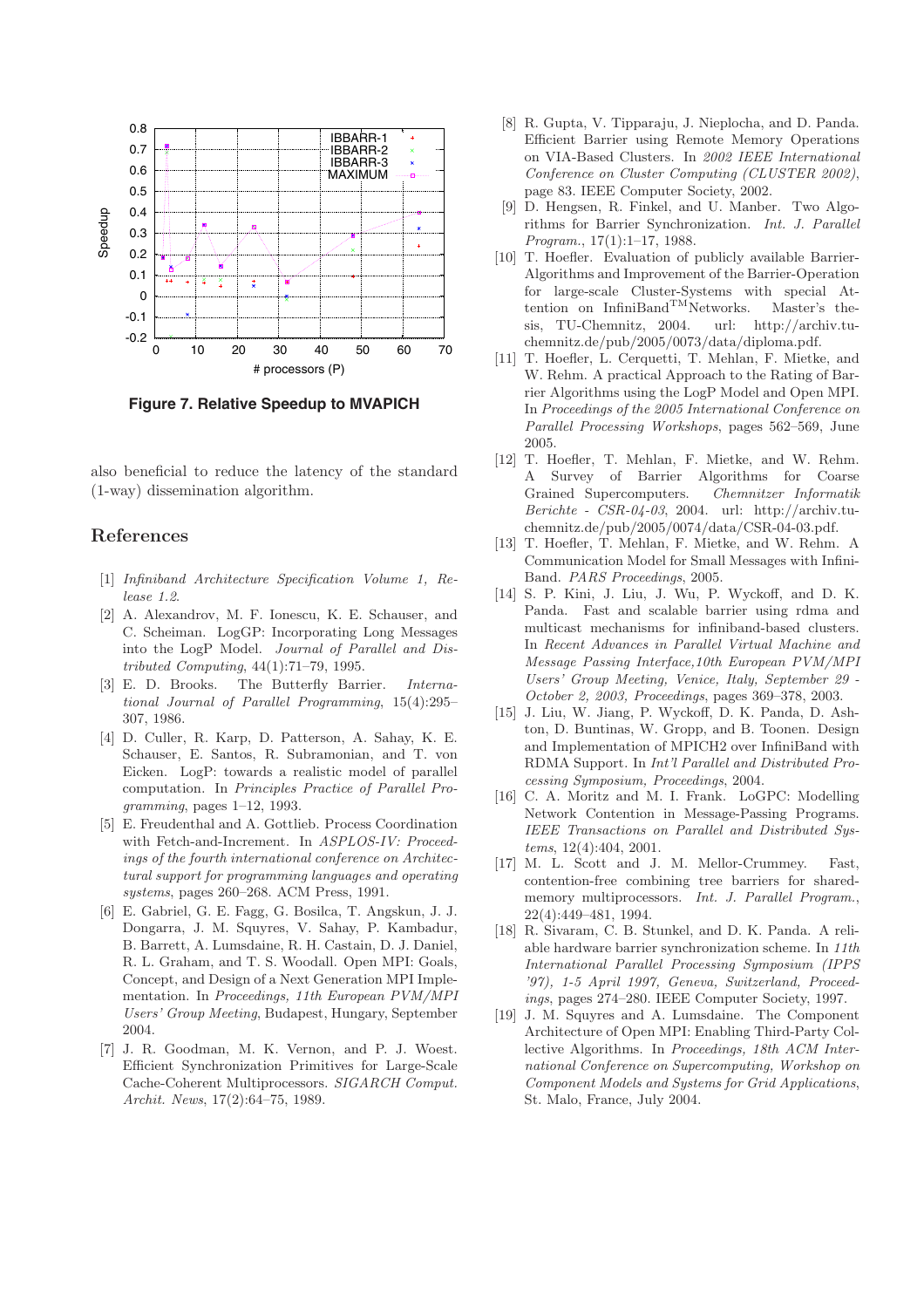0.8
0.7
0.6
0.5
0.4
0.3
0.2
0.1
0
-0.1
-0.2

Speedup

0 10 20 30 40 50 60 70

# processors (P)

IBBARR-1
IBBARR-2
IBBARR-3
MAXIMUM

**Figure 7. Relative Speedup to MVAPICH**

also beneficial to reduce the latency of the standard (1-way) dissemination algorithm.

## References

[1] *Infiniband Architecture Specification Volume 1, Release 1.2*.

[2] A. Alexandrov, M. F. Ionescu, K. E. Schauser, and C. Scheiman. LogGP: Incorporating Long Messages into the LogP Model. *Journal of Parallel and Distributed Computing*, 44(1):71–79, 1995.

[3] E. D. Brooks. The Butterfly Barrier. *International Journal of Parallel Programming*, 15(4):295–307, 1986.

[4] D. Culler, R. Karp, D. Patterson, A. Sahay, K. E. Schauser, E. Santos, R. Subramonian, and T. von Eicken. LogP: towards a realistic model of parallel computation. In *Principles Practice of Parallel Programming*, pages 1–12, 1993.

[5] E. Freudenthal and A. Gottlieb. Process Coordination with Fetch-and-Increment. In *ASPLOS-IV: Proceedings of the fourth international conference on Architectural support for programming languages and operating systems*, pages 260–268. ACM Press, 1991.

[6] E. Gabriel, G. E. Fagg, G. Bosilca, T. Angskun, J. J. Dongarra, J. M. Squyres, V. Sahay, P. Kambadur, B. Barrett, A. Lumsdaine, R. H. Castain, D. J. Daniel, R. L. Graham, and T. S. Woodall. Open MPI: Goals, Concept, and Design of a Next Generation MPI Implementation. In *Proceedings, 11th European PVM/MPI Users' Group Meeting*, Budapest, Hungary, September 2004.

[7] J. R. Goodman, M. K. Vernon, and P. J. Woest. Efficient Synchronization Primitives for Large-Scale Cache-Coherent Multiprocessors. *SIGARCH Comput. Archit. News*, 17(2):64–75, 1989.

[8] R. Gupta, V. Tipparaju, J. Nieplocha, and D. Panda. Efficient Barrier using Remote Memory Operations on VIA-Based Clusters. In *2002 IEEE International Conference on Cluster Computing (CLUSTER 2002)*, page 83. IEEE Computer Society, 2002.

[9] D. Hengsen, R. Finkel, and U. Manber. Two Algorithms for Barrier Synchronization. *Int. J. Parallel Program.*, 17(1):1–17, 1988.

[10] T. Hoefler. Evaluation of publicly available Barrier-Algorithms and Improvement of the Barrier-Operation for large-scale Cluster-Systems with special Attention on InfiniBand$^{TM}$Networks. Master's thesis, TU-Chemnitz, 2004. url: http://archiv.tu-chemnitz.de/pub/2005/0073/data/diploma.pdf.

[11] T. Hoefler, L. Cerquetti, T. Mehlan, F. Mietke, and W. Rehm. A practical Approach to the Rating of Barrier Algorithms using the LogP Model and Open MPI. In *Proceedings of the 2005 International Conference on Parallel Processing Workshops*, pages 562–569, June 2005.

[12] T. Hoefler, T. Mehlan, F. Mietke, and W. Rehm. A Survey of Barrier Algorithms for Coarse Grained Supercomputers. *Chemnitzer Informatik Berichte - CSR-04-03*, 2004. url: http://archiv.tu-chemnitz.de/pub/2005/0074/data/CSR-04-03.pdf.

[13] T. Hoefler, T. Mehlan, F. Mietke, and W. Rehm. A Communication Model for Small Messages with InfiniBand. *PARS Proceedings*, 2005.

[14] S. P. Kini, J. Liu, J. Wu, P. Wyckoff, and D. K. Panda. Fast and scalable barrier using rdma and multicast mechanisms for infiniband-based clusters. In *Recent Advances in Parallel Virtual Machine and Message Passing Interface,10th European PVM/MPI Users' Group Meeting, Venice, Italy, September 29 - October 2, 2003, Proceedings*, pages 369–378, 2003.

[15] J. Liu, W. Jiang, P. Wyckoff, D. K. Panda, D. Ashton, D. Buntinas, W. Gropp, and B. Toonen. Design and Implementation of MPICH2 over InfiniBand with RDMA Support. In *Int'l Parallel and Distributed Processing Symposium, Proceedings*, 2004.

[16] C. A. Moritz and M. I. Frank. LoGPC: Modelling Network Contention in Message-Passing Programs. *IEEE Transactions on Parallel and Distributed Systems*, 12(4):404, 2001.

[17] M. L. Scott and J. M. Mellor-Crummey. Fast, contention-free combining tree barriers for shared-memory multiprocessors. *Int. J. Parallel Program.*, 22(4):449–481, 1994.

[18] R. Sivaram, C. B. Stunkel, and D. K. Panda. A reliable hardware barrier synchronization scheme. In *11th International Parallel Processing Symposium (IPPS '97), 1-5 April 1997, Geneva, Switzerland, Proceedings*, pages 274–280. IEEE Computer Society, 1997.

[19] J. M. Squyres and A. Lumsdaine. The Component Architecture of Open MPI: Enabling Third-Party Collective Algorithms. In *Proceedings, 18th ACM International Conference on Supercomputing, Workshop on Component Models and Systems for Grid Applications*, St. Malo, France, July 2004.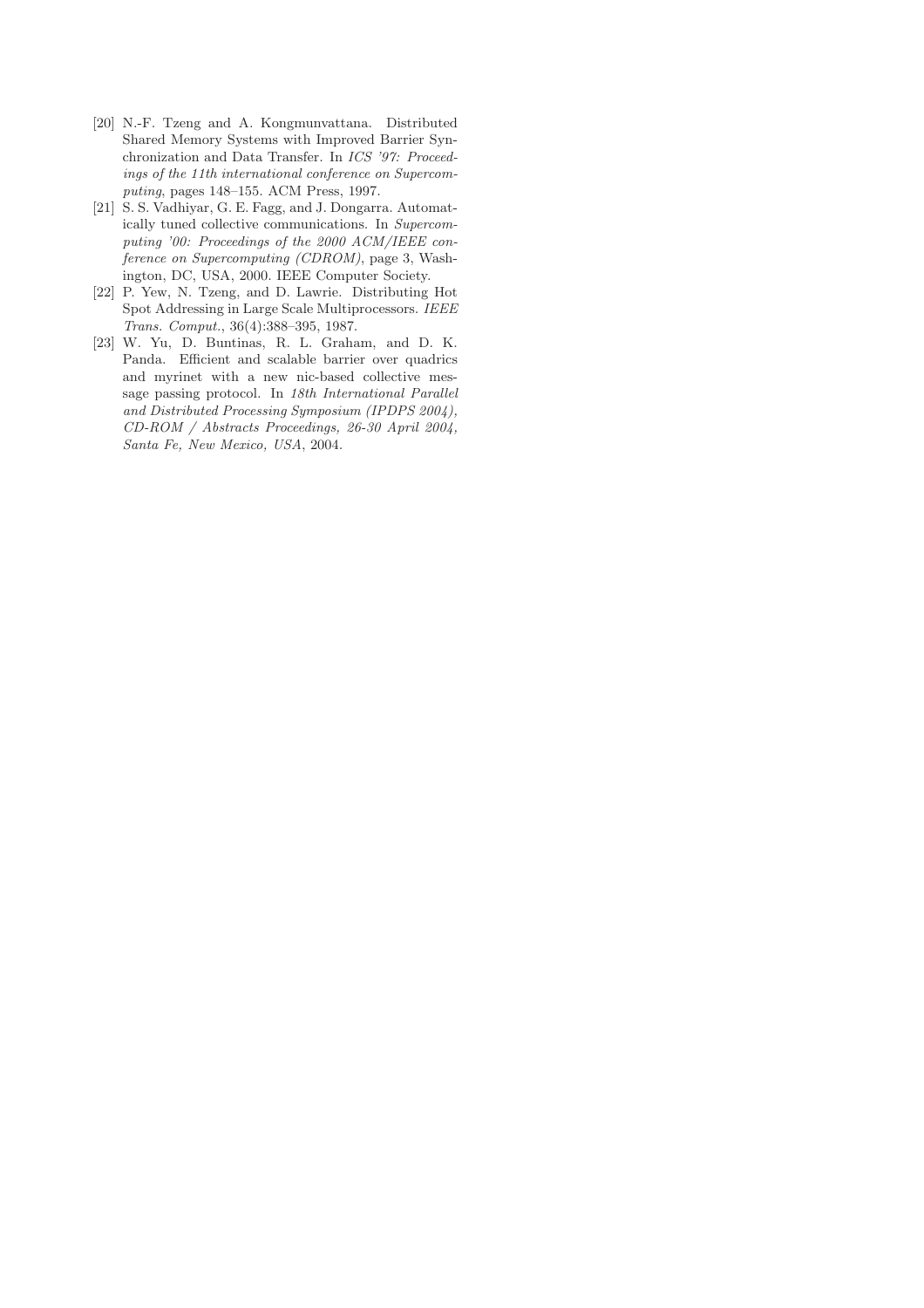[20] N.-F. Tzeng and A. Kongmunvattana. Distributed Shared Memory Systems with Improved Barrier Synchronization and Data Transfer. In *ICS '97: Proceedings of the 11th international conference on Supercomputing*, pages 148–155. ACM Press, 1997.

[21] S. S. Vadhiyar, G. E. Fagg, and J. Dongarra. Automatically tuned collective communications. In *Supercomputing '00: Proceedings of the 2000 ACM/IEEE conference on Supercomputing (CDROM)*, page 3, Washington, DC, USA, 2000. IEEE Computer Society.

[22] P. Yew, N. Tzeng, and D. Lawrie. Distributing Hot Spot Addressing in Large Scale Multiprocessors. *IEEE Trans. Comput.*, 36(4):388–395, 1987.

[23] W. Yu, D. Buntinas, R. L. Graham, and D. K. Panda. Efficient and scalable barrier over quadrics and myrinet with a new nic-based collective message passing protocol. In *18th International Parallel and Distributed Processing Symposium (IPDPS 2004), CD-ROM / Abstracts Proceedings, 26-30 April 2004, Santa Fe, New Mexico, USA*, 2004.